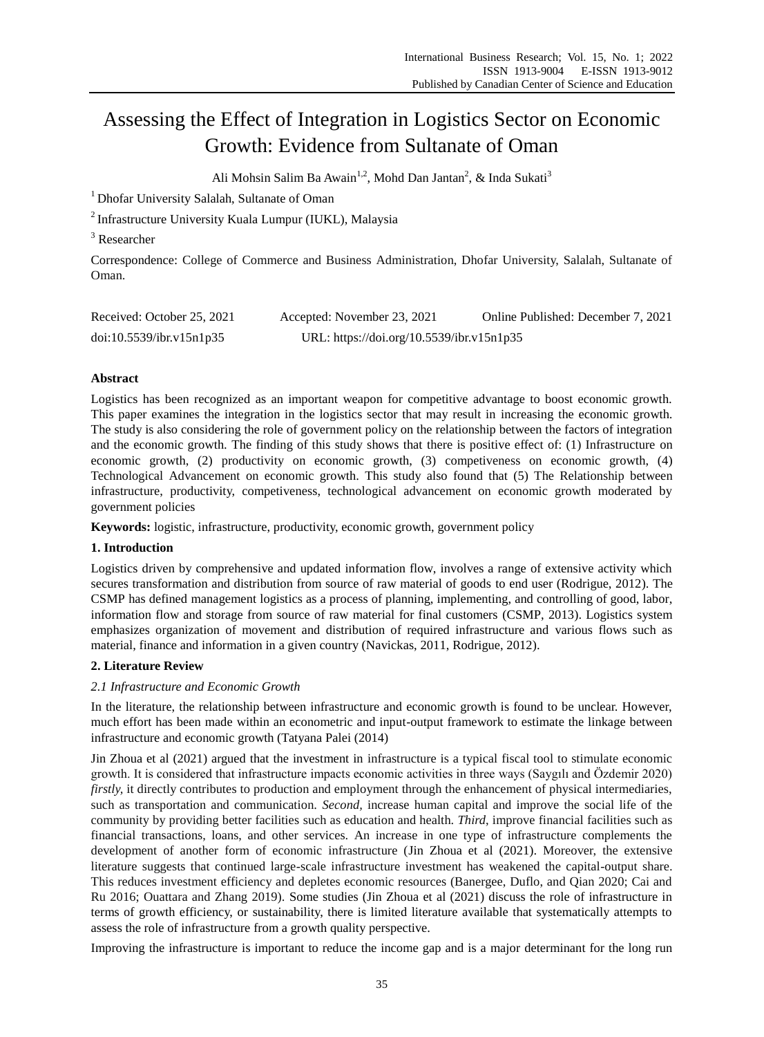# Assessing the Effect of Integration in Logistics Sector on Economic Growth: Evidence from Sultanate of Oman

Ali Mohsin Salim Ba Awain[1,2], Mohd Dan Jantan[2], & Inda Sukati[3]

[1] Dhofar University Salalah, Sultanate of Oman

[2] Infrastructure University Kuala Lumpur (IUKL), Malaysia

[3] Researcher

Correspondence: College of Commerce and Business Administration, Dhofar University, Salalah, Sultanate of Oman.

Received: October 25, 2021    Accepted: November 23, 2021    Online Published: December 7, 2021

doi:10.5539/ibr.v15n1p35    URL: https://doi.org/10.5539/ibr.v15n1p35

**Abstract**

Logistics has been recognized as an important weapon for competitive advantage to boost economic growth. This paper examines the integration in the logistics sector that may result in increasing the economic growth. The study is also considering the role of government policy on the relationship between the factors of integration and the economic growth. The finding of this study shows that there is positive effect of: (1) Infrastructure on economic growth, (2) productivity on economic growth, (3) competiveness on economic growth, (4) Technological Advancement on economic growth. This study also found that (5) The Relationship between infrastructure, productivity, competiveness, technological advancement on economic growth moderated by government policies

**Keywords:** logistic, infrastructure, productivity, economic growth, government policy

## 1. Introduction

Logistics driven by comprehensive and updated information flow, involves a range of extensive activity which secures transformation and distribution from source of raw material of goods to end user (Rodrigue, 2012). The CSMP has defined management logistics as a process of planning, implementing, and controlling of good, labor, information flow and storage from source of raw material for final customers (CSMP, 2013). Logistics system emphasizes organization of movement and distribution of required infrastructure and various flows such as material, finance and information in a given country (Navickas, 2011, Rodrigue, 2012).

## 2. Literature Review

### *2.1 Infrastructure and Economic Growth*

In the literature, the relationship between infrastructure and economic growth is found to be unclear. However, much effort has been made within an econometric and input-output framework to estimate the linkage between infrastructure and economic growth (Tatyana Palei (2014)

Jin Zhoua et al (2021) argued that the investment in infrastructure is a typical fiscal tool to stimulate economic growth. It is considered that infrastructure impacts economic activities in three ways (Saygılı and Özdemir 2020) *firstly,* it directly contributes to production and employment through the enhancement of physical intermediaries, such as transportation and communication. *Second,* increase human capital and improve the social life of the community by providing better facilities such as education and health. *Third*, improve financial facilities such as financial transactions, loans, and other services. An increase in one type of infrastructure complements the development of another form of economic infrastructure (Jin Zhoua et al (2021). Moreover, the extensive literature suggests that continued large-scale infrastructure investment has weakened the capital-output share. This reduces investment efficiency and depletes economic resources (Banergee, Duflo, and Qian 2020; Cai and Ru 2016; Ouattara and Zhang 2019). Some studies (Jin Zhoua et al (2021) discuss the role of infrastructure in terms of growth efficiency, or sustainability, there is limited literature available that systematically attempts to assess the role of infrastructure from a growth quality perspective.

Improving the infrastructure is important to reduce the income gap and is a major determinant for the long run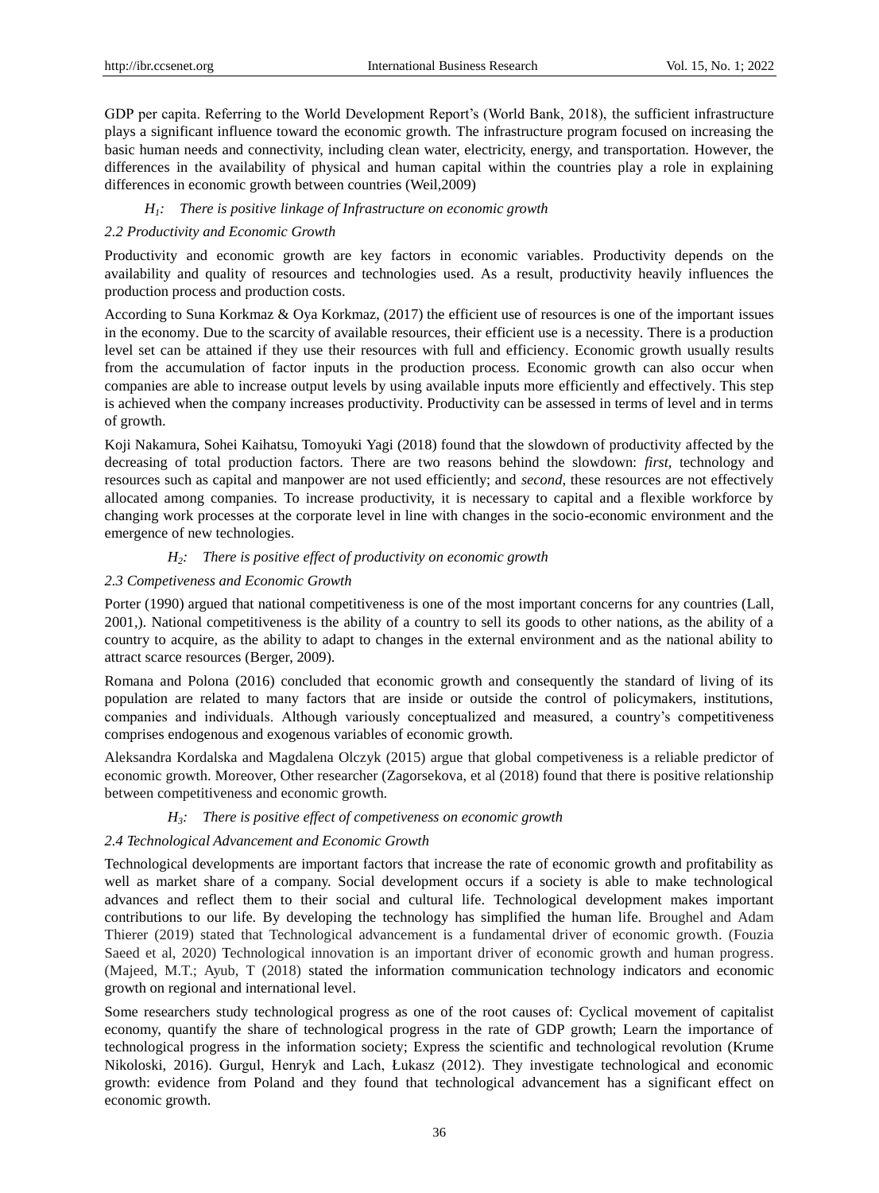GDP per capita. Referring to the World Development Report's (World Bank, 2018), the sufficient infrastructure plays a significant influence toward the economic growth. The infrastructure program focused on increasing the basic human needs and connectivity, including clean water, electricity, energy, and transportation. However, the differences in the availability of physical and human capital within the countries play a role in explaining differences in economic growth between countries (Weil,2009)

*$H_1$: There is positive linkage of Infrastructure on economic growth*

### *2.2 Productivity and Economic Growth*

Productivity and economic growth are key factors in economic variables. Productivity depends on the availability and quality of resources and technologies used. As a result, productivity heavily influences the production process and production costs.

According to Suna Korkmaz & Oya Korkmaz, (2017) the efficient use of resources is one of the important issues in the economy. Due to the scarcity of available resources, their efficient use is a necessity. There is a production level set can be attained if they use their resources with full and efficiency. Economic growth usually results from the accumulation of factor inputs in the production process. Economic growth can also occur when companies are able to increase output levels by using available inputs more efficiently and effectively. This step is achieved when the company increases productivity. Productivity can be assessed in terms of level and in terms of growth.

Koji Nakamura, Sohei Kaihatsu, Tomoyuki Yagi (2018) found that the slowdown of productivity affected by the decreasing of total production factors. There are two reasons behind the slowdown: *first*, technology and resources such as capital and manpower are not used efficiently; and *second*, these resources are not effectively allocated among companies. To increase productivity, it is necessary to capital and a flexible workforce by changing work processes at the corporate level in line with changes in the socio-economic environment and the emergence of new technologies.

*$H_2$: There is positive effect of productivity on economic growth*

### *2.3 Competiveness and Economic Growth*

Porter (1990) argued that national competitiveness is one of the most important concerns for any countries (Lall, 2001,). National competitiveness is the ability of a country to sell its goods to other nations, as the ability of a country to acquire, as the ability to adapt to changes in the external environment and as the national ability to attract scarce resources (Berger, 2009).

Romana and Polona (2016) concluded that economic growth and consequently the standard of living of its population are related to many factors that are inside or outside the control of policymakers, institutions, companies and individuals. Although variously conceptualized and measured, a country's competitiveness comprises endogenous and exogenous variables of economic growth.

Aleksandra Kordalska and Magdalena Olczyk (2015) argue that global competiveness is a reliable predictor of economic growth. Moreover, Other researcher (Zagorsekova, et al (2018) found that there is positive relationship between competitiveness and economic growth.

*$H_3$: There is positive effect of competiveness on economic growth*

### *2.4 Technological Advancement and Economic Growth*

Technological developments are important factors that increase the rate of economic growth and profitability as well as market share of a company. Social development occurs if a society is able to make technological advances and reflect them to their social and cultural life. Technological development makes important contributions to our life. By developing the technology has simplified the human life. Broughel and Adam Thierer (2019) stated that Technological advancement is a fundamental driver of economic growth. (Fouzia Saeed et al, 2020) Technological innovation is an important driver of economic growth and human progress. (Majeed, M.T.; Ayub, T (2018) stated the information communication technology indicators and economic growth on regional and international level.

Some researchers study technological progress as one of the root causes of: Cyclical movement of capitalist economy, quantify the share of technological progress in the rate of GDP growth; Learn the importance of technological progress in the information society; Express the scientific and technological revolution (Krume Nikoloski, 2016). Gurgul, Henryk and Lach, Łukasz (2012). They investigate technological and economic growth: evidence from Poland and they found that technological advancement has a significant effect on economic growth.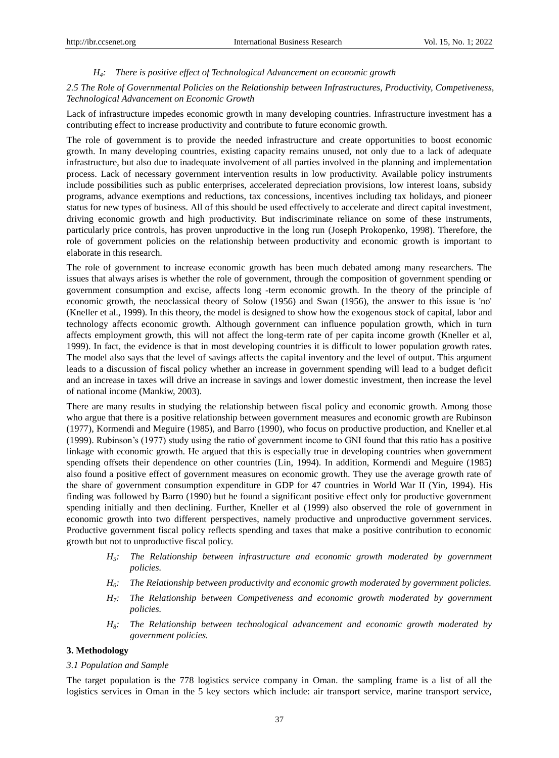*$H_4$: There is positive effect of Technological Advancement on economic growth*

### *2.5 The Role of Governmental Policies on the Relationship between Infrastructures, Productivity, Competiveness, Technological Advancement on Economic Growth*

Lack of infrastructure impedes economic growth in many developing countries. Infrastructure investment has a contributing effect to increase productivity and contribute to future economic growth.

The role of government is to provide the needed infrastructure and create opportunities to boost economic growth. In many developing countries, existing capacity remains unused, not only due to a lack of adequate infrastructure, but also due to inadequate involvement of all parties involved in the planning and implementation process. Lack of necessary government intervention results in low productivity. Available policy instruments include possibilities such as public enterprises, accelerated depreciation provisions, low interest loans, subsidy programs, advance exemptions and reductions, tax concessions, incentives including tax holidays, and pioneer status for new types of business. All of this should be used effectively to accelerate and direct capital investment, driving economic growth and high productivity. But indiscriminate reliance on some of these instruments, particularly price controls, has proven unproductive in the long run (Joseph Prokopenko, 1998). Therefore, the role of government policies on the relationship between productivity and economic growth is important to elaborate in this research.

The role of government to increase economic growth has been much debated among many researchers. The issues that always arises is whether the role of government, through the composition of government spending or government consumption and excise, affects long -term economic growth. In the theory of the principle of economic growth, the neoclassical theory of Solow (1956) and Swan (1956), the answer to this issue is 'no' (Kneller et al., 1999). In this theory, the model is designed to show how the exogenous stock of capital, labor and technology affects economic growth. Although government can influence population growth, which in turn affects employment growth, this will not affect the long-term rate of per capita income growth (Kneller et al, 1999). In fact, the evidence is that in most developing countries it is difficult to lower population growth rates. The model also says that the level of savings affects the capital inventory and the level of output. This argument leads to a discussion of fiscal policy whether an increase in government spending will lead to a budget deficit and an increase in taxes will drive an increase in savings and lower domestic investment, then increase the level of national income (Mankiw, 2003).

There are many results in studying the relationship between fiscal policy and economic growth. Among those who argue that there is a positive relationship between government measures and economic growth are Rubinson (1977), Kormendi and Meguire (1985), and Barro (1990), who focus on productive production, and Kneller et.al (1999). Rubinson's (1977) study using the ratio of government income to GNI found that this ratio has a positive linkage with economic growth. He argued that this is especially true in developing countries when government spending offsets their dependence on other countries (Lin, 1994). In addition, Kormendi and Meguire (1985) also found a positive effect of government measures on economic growth. They use the average growth rate of the share of government consumption expenditure in GDP for 47 countries in World War II (Yin, 1994). His finding was followed by Barro (1990) but he found a significant positive effect only for productive government spending initially and then declining. Further, Kneller et al (1999) also observed the role of government in economic growth into two different perspectives, namely productive and unproductive government services. Productive government fiscal policy reflects spending and taxes that make a positive contribution to economic growth but not to unproductive fiscal policy.

*$H_5$: The Relationship between infrastructure and economic growth moderated by government policies.*

*$H_6$: The Relationship between productivity and economic growth moderated by government policies.*

*$H_7$: The Relationship between Competiveness and economic growth moderated by government policies.*

*$H_8$: The Relationship between technological advancement and economic growth moderated by government policies.*

## **3. Methodology**

### *3.1 Population and Sample*

The target population is the 778 logistics service company in Oman. the sampling frame is a list of all the logistics services in Oman in the 5 key sectors which include: air transport service, marine transport service,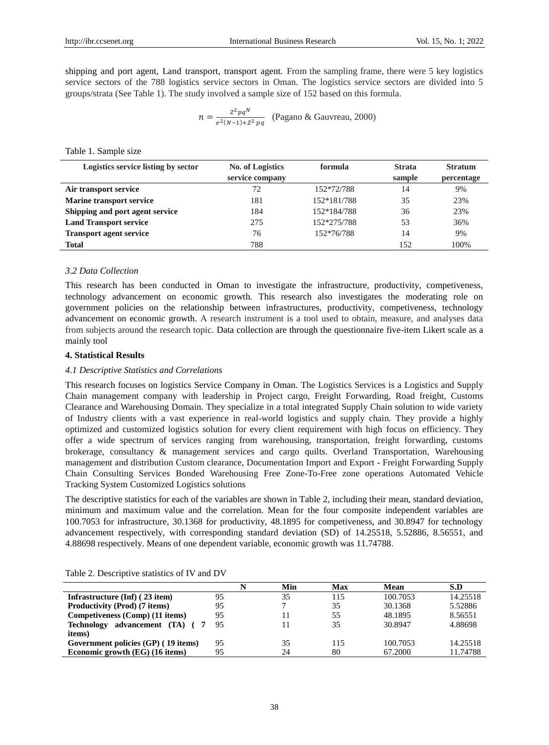shipping and port agent, Land transport, transport agent. From the sampling frame, there were 5 key logistics service sectors of the 788 logistics service sectors in Oman. The logistics service sectors are divided into 5 groups/strata (See Table 1). The study involved a sample size of 152 based on this formula.

$$n = \frac{Z^2 pq^N}{e^2(N-1)+Z^2\ pq}$$ (Pagano & Gauvreau, 2000)

Table 1. Sample size

| Logistics service listing by sector | No. of Logistics service company | formula | Strata sample | Stratum percentage |
|---|---|---|---|---|
| **Air transport service** | 72 | 152*72/788 | 14 | 9% |
| **Marine transport service** | 181 | 152*181/788 | 35 | 23% |
| **Shipping and port agent service** | 184 | 152*184/788 | 36 | 23% |
| **Land Transport service** | 275 | 152*275/788 | 53 | 36% |
| **Transport agent service** | 76 | 152*76/788 | 14 | 9% |
| **Total** | 788 | | 152 | 100% |

### *3.2 Data Collection*

This research has been conducted in Oman to investigate the infrastructure, productivity, competiveness, technology advancement on economic growth. This research also investigates the moderating role on government policies on the relationship between infrastructures, productivity, competiveness, technology advancement on economic growth. A research instrument is a tool used to obtain, measure, and analyses data from subjects around the research topic. Data collection are through the questionnaire five-item Likert scale as a mainly tool

## 4. Statistical Results

### *4.1 Descriptive Statistics and Correlations*

This research focuses on logistics Service Company in Oman. The Logistics Services is a Logistics and Supply Chain management company with leadership in Project cargo, Freight Forwarding, Road freight, Customs Clearance and Warehousing Domain. They specialize in a total integrated Supply Chain solution to wide variety of Industry clients with a vast experience in real-world logistics and supply chain. They provide a highly optimized and customized logistics solution for every client requirement with high focus on efficiency. They offer a wide spectrum of services ranging from warehousing, transportation, freight forwarding, customs brokerage, consultancy & management services and cargo quilts. Overland Transportation, Warehousing management and distribution Custom clearance, Documentation Import and Export - Freight Forwarding Supply Chain Consulting Services Bonded Warehousing Free Zone-To-Free zone operations Automated Vehicle Tracking System Customized Logistics solutions

The descriptive statistics for each of the variables are shown in Table 2, including their mean, standard deviation, minimum and maximum value and the correlation. Mean for the four composite independent variables are 100.7053 for infrastructure, 30.1368 for productivity, 48.1895 for competiveness, and 30.8947 for technology advancement respectively, with corresponding standard deviation (SD) of 14.25518, 5.52886, 8.56551, and 4.88698 respectively. Means of one dependent variable, economic growth was 11.74788.

Table 2. Descriptive statistics of IV and DV

| | N | Min | Max | Mean | S.D |
|---|---|---|---|---|---|
| **Infrastructure (Inf) ( 23 item)** | 95 | 35 | 115 | 100.7053 | 14.25518 |
| **Productivity (Prod) (7 items)** | 95 | 7 | 35 | 30.1368 | 5.52886 |
| **Competiveness (Comp) (11 items)** | 95 | 11 | 55 | 48.1895 | 8.56551 |
| **Technology advancement (TA) ( 7 items)** | 95 | 11 | 35 | 30.8947 | 4.88698 |
| **Government policies (GP) ( 19 items)** | 95 | 35 | 115 | 100.7053 | 14.25518 |
| **Economic growth (EG) (16 items)** | 95 | 24 | 80 | 67.2000 | 11.74788 |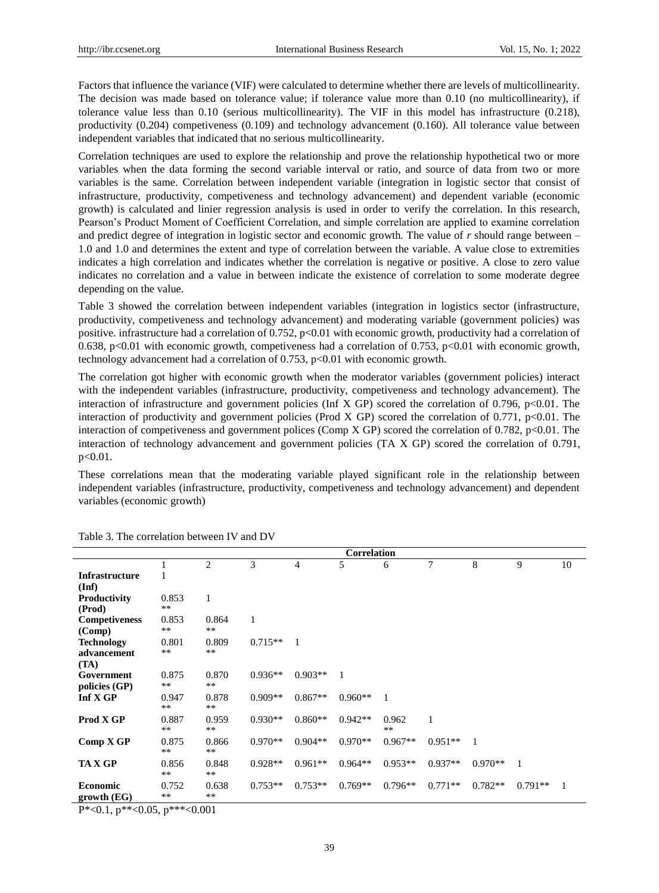Factors that influence the variance (VIF) were calculated to determine whether there are levels of multicollinearity. The decision was made based on tolerance value; if tolerance value more than 0.10 (no multicollinearity), if tolerance value less than 0.10 (serious multicollinearity). The VIF in this model has infrastructure (0.218), productivity (0.204) competiveness (0.109) and technology advancement (0.160). All tolerance value between independent variables that indicated that no serious multicollinearity.

Correlation techniques are used to explore the relationship and prove the relationship hypothetical two or more variables when the data forming the second variable interval or ratio, and source of data from two or more variables is the same. Correlation between independent variable (integration in logistic sector that consist of infrastructure, productivity, competiveness and technology advancement) and dependent variable (economic growth) is calculated and linier regression analysis is used in order to verify the correlation. In this research, Pearson's Product Moment of Coefficient Correlation, and simple correlation are applied to examine correlation and predict degree of integration in logistic sector and economic growth. The value of *r* should range between – 1.0 and 1.0 and determines the extent and type of correlation between the variable. A value close to extremities indicates a high correlation and indicates whether the correlation is negative or positive. A close to zero value indicates no correlation and a value in between indicate the existence of correlation to some moderate degree depending on the value.

Table 3 showed the correlation between independent variables (integration in logistics sector (infrastructure, productivity, competiveness and technology advancement) and moderating variable (government policies) was positive. infrastructure had a correlation of 0.752, $p<0.01$ with economic growth, productivity had a correlation of 0.638, $p<0.01$ with economic growth, competiveness had a correlation of 0.753, $p<0.01$ with economic growth, technology advancement had a correlation of 0.753, $p<0.01$ with economic growth.

The correlation got higher with economic growth when the moderator variables (government policies) interact with the independent variables (infrastructure, productivity, competiveness and technology advancement). The interaction of infrastructure and government policies (Inf X GP) scored the correlation of 0.796, $p<0.01$. The interaction of productivity and government policies (Prod X GP) scored the correlation of 0.771, $p<0.01$. The interaction of competiveness and government polices (Comp X GP) scored the correlation of 0.782, $p<0.01$. The interaction of technology advancement and government policies (TA X GP) scored the correlation of 0.791, $p<0.01$.

These correlations mean that the moderating variable played significant role in the relationship between independent variables (infrastructure, productivity, competiveness and technology advancement) and dependent variables (economic growth)

Table 3. The correlation between IV and DV

| | Correlation | | | | | | | | | |
|---|---|---|---|---|---|---|---|---|---|---|
| | 1 | 2 | 3 | 4 | 5 | 6 | 7 | 8 | 9 | 10 |
| **Infrastructure (Inf)** | 1 | | | | | | | | | |
| **Productivity (Prod)** | 0.853** | 1 | | | | | | | | |
| **Competiveness (Comp)** | 0.853** | 0.864** | 1 | | | | | | | |
| **Technology advancement (TA)** | 0.801** | 0.809** | 0.715** | 1 | | | | | | |
| **Government policies (GP)** | 0.875** | 0.870** | 0.936** | 0.903** | 1 | | | | | |
| **Inf X GP** | 0.947** | 0.878** | 0.909** | 0.867** | 0.960** | 1 | | | | |
| **Prod X GP** | 0.887** | 0.959** | 0.930** | 0.860** | 0.942** | 0.962** | 1 | | | |
| **Comp X GP** | 0.875** | 0.866** | 0.970** | 0.904** | 0.970** | 0.967** | 0.951** | 1 | | |
| **TA X GP** | 0.856** | 0.848** | 0.928** | 0.961** | 0.964** | 0.953** | 0.937** | 0.970** | 1 | |
| **Economic growth (EG)** | 0.752** | 0.638** | 0.753** | 0.753** | 0.769** | 0.796** | 0.771** | 0.782** | 0.791** | 1 |

P*<0.1, p**<0.05, p***<0.001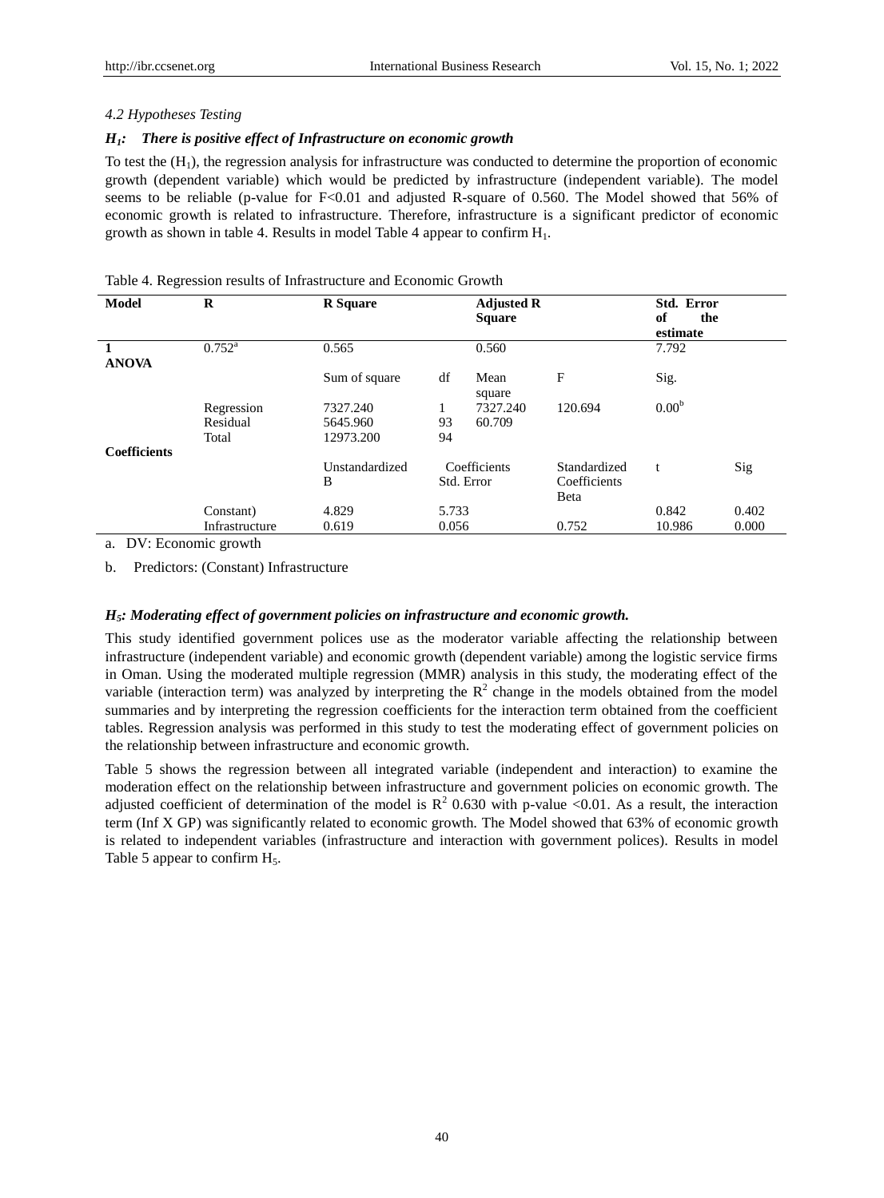*4.2 Hypotheses Testing*

***$H_1$: There is positive effect of Infrastructure on economic growth***

To test the ($H_1$), the regression analysis for infrastructure was conducted to determine the proportion of economic growth (dependent variable) which would be predicted by infrastructure (independent variable). The model seems to be reliable (p-value for F<0.01 and adjusted R-square of 0.560. The Model showed that 56% of economic growth is related to infrastructure. Therefore, infrastructure is a significant predictor of economic growth as shown in table 4. Results in model Table 4 appear to confirm $H_1$.

Table 4. Regression results of Infrastructure and Economic Growth

| **Model** | **R** | **R Square** | | **Adjusted R Square** | | **Std. Error of the estimate** | |
|---|---|---|---|---|---|---|---|
| **1** | 0.752[a] | 0.565 | | 0.560 | | 7.792 | |
| **ANOVA** | | | | | | | |
| | | Sum of square | df | Mean square | F | Sig. | |
| | Regression | 7327.240 | 1 | 7327.240 | 120.694 | 0.00[b] | |
| | Residual | 5645.960 | 93 | 60.709 | | | |
| | Total | 12973.200 | 94 | | | | |
| **Coefficients** | | | | | | | |
| | | Unstandardized B | Coefficients Std. Error | | Standardized Coefficients Beta | t | Sig |
| | Constant) | 4.829 | 5.733 | | | 0.842 | 0.402 |
| | Infrastructure | 0.619 | 0.056 | | 0.752 | 10.986 | 0.000 |

a. DV: Economic growth

b. Predictors: (Constant) Infrastructure

***$H_5$: Moderating effect of government policies on infrastructure and economic growth.***

This study identified government polices use as the moderator variable affecting the relationship between infrastructure (independent variable) and economic growth (dependent variable) among the logistic service firms in Oman. Using the moderated multiple regression (MMR) analysis in this study, the moderating effect of the variable (interaction term) was analyzed by interpreting the $R^2$ change in the models obtained from the model summaries and by interpreting the regression coefficients for the interaction term obtained from the coefficient tables. Regression analysis was performed in this study to test the moderating effect of government policies on the relationship between infrastructure and economic growth.

Table 5 shows the regression between all integrated variable (independent and interaction) to examine the moderation effect on the relationship between infrastructure and government policies on economic growth. The adjusted coefficient of determination of the model is $R^2$ 0.630 with p-value <0.01. As a result, the interaction term (Inf X GP) was significantly related to economic growth. The Model showed that 63% of economic growth is related to independent variables (infrastructure and interaction with government polices). Results in model Table 5 appear to confirm $H_5$.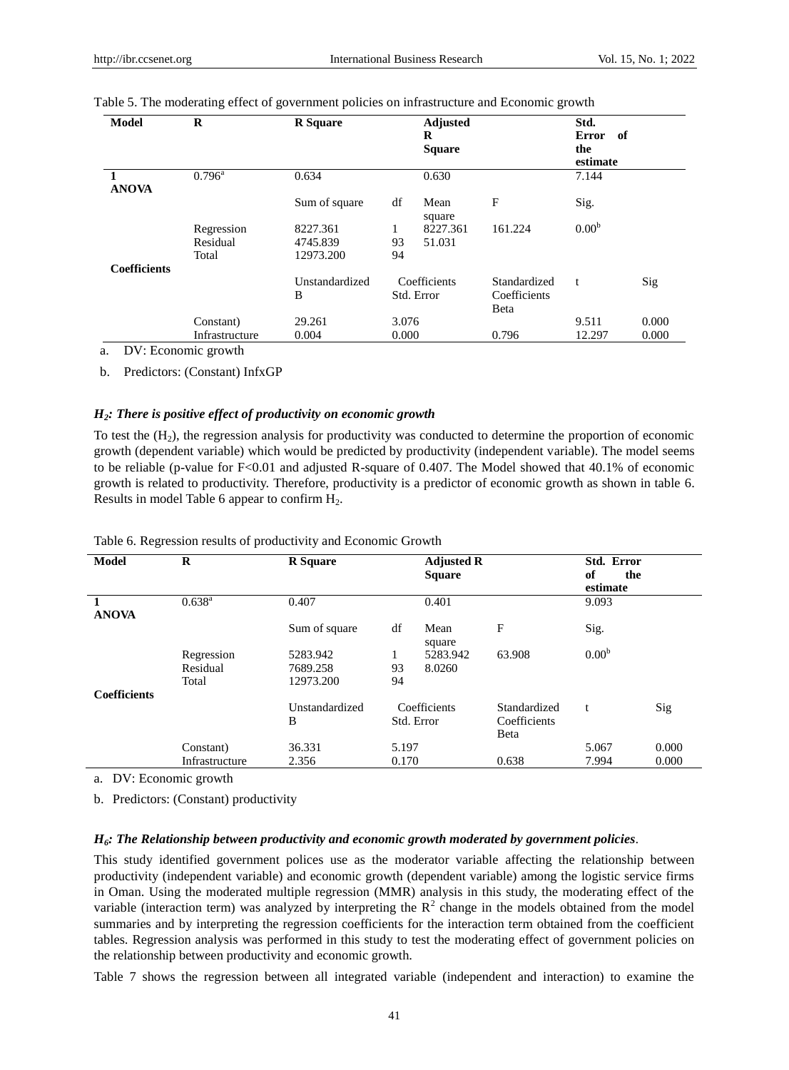Table 5. The moderating effect of government policies on infrastructure and Economic growth

| Model | R | R Square | | Adjusted R Square | | Std. Error of the estimate | |
|---|---|---|---|---|---|---|---|
| 1 | 0.796[a] | 0.634 | | 0.630 | | 7.144 | |
| **ANOVA** | | | | | | | |
| | | Sum of square | df | Mean square | F | Sig. | |
| | Regression | 8227.361 | 1 | 8227.361 | 161.224 | 0.00[b] | |
| | Residual | 4745.839 | 93 | 51.031 | | | |
| | Total | 12973.200 | 94 | | | | |
| **Coefficients** | | | | | | | |
| | | Unstandardized B | Coefficients Std. Error | | Standardized Coefficients Beta | t | Sig |
| | Constant) | 29.261 | 3.076 | | | 9.511 | 0.000 |
| | Infrastructure | 0.004 | 0.000 | | 0.796 | 12.297 | 0.000 |

a. DV: Economic growth

b. Predictors: (Constant) InfxGP

### *$H_2$: There is positive effect of productivity on economic growth*

To test the ($H_2$), the regression analysis for productivity was conducted to determine the proportion of economic growth (dependent variable) which would be predicted by productivity (independent variable). The model seems to be reliable (p-value for F<0.01 and adjusted R-square of 0.407. The Model showed that 40.1% of economic growth is related to productivity. Therefore, productivity is a predictor of economic growth as shown in table 6. Results in model Table 6 appear to confirm $H_2$.

Table 6. Regression results of productivity and Economic Growth

| Model | R | R Square | | Adjusted R Square | | Std. Error of the estimate | |
|---|---|---|---|---|---|---|---|
| 1 | 0.638[a] | 0.407 | | 0.401 | | 9.093 | |
| **ANOVA** | | | | | | | |
| | | Sum of square | df | Mean square | F | Sig. | |
| | Regression | 5283.942 | 1 | 5283.942 | 63.908 | 0.00[b] | |
| | Residual | 7689.258 | 93 | 8.0260 | | | |
| | Total | 12973.200 | 94 | | | | |
| **Coefficients** | | | | | | | |
| | | Unstandardized B | Coefficients Std. Error | | Standardized Coefficients Beta | t | Sig |
| | Constant) | 36.331 | 5.197 | | | 5.067 | 0.000 |
| | Infrastructure | 2.356 | 0.170 | | 0.638 | 7.994 | 0.000 |

a. DV: Economic growth

b. Predictors: (Constant) productivity

### *$H_6$: The Relationship between productivity and economic growth moderated by government policies*.

This study identified government polices use as the moderator variable affecting the relationship between productivity (independent variable) and economic growth (dependent variable) among the logistic service firms in Oman. Using the moderated multiple regression (MMR) analysis in this study, the moderating effect of the variable (interaction term) was analyzed by interpreting the $R^2$ change in the models obtained from the model summaries and by interpreting the regression coefficients for the interaction term obtained from the coefficient tables. Regression analysis was performed in this study to test the moderating effect of government policies on the relationship between productivity and economic growth.

Table 7 shows the regression between all integrated variable (independent and interaction) to examine the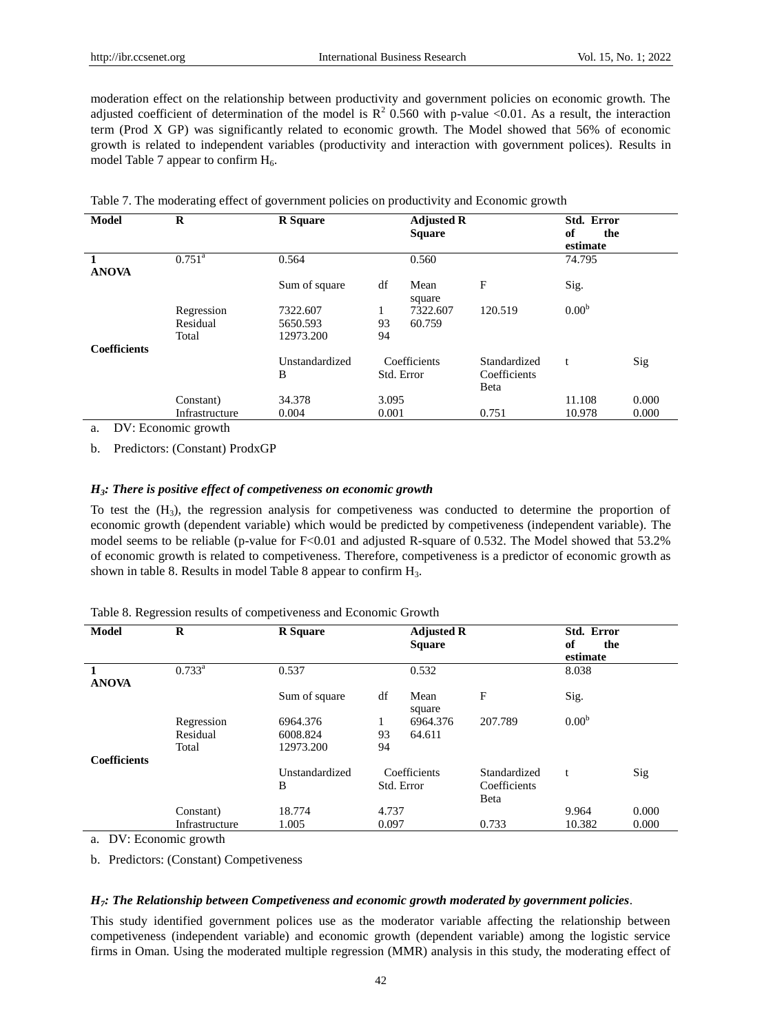moderation effect on the relationship between productivity and government policies on economic growth. The adjusted coefficient of determination of the model is $R^2$ 0.560 with p-value <0.01. As a result, the interaction term (Prod X GP) was significantly related to economic growth. The Model showed that 56% of economic growth is related to independent variables (productivity and interaction with government polices). Results in model Table 7 appear to confirm $H_6$.

Table 7. The moderating effect of government policies on productivity and Economic growth

| Model | R | R Square | | Adjusted R Square | | Std. Error of the estimate | |
|---|---|---|---|---|---|---|---|
| 1 | 0.751[a] | 0.564 | | 0.560 | | 74.795 | |
| **ANOVA** | | | | | | | |
| | | Sum of square | df | Mean square | F | Sig. | |
| | Regression | 7322.607 | 1 | 7322.607 | 120.519 | 0.00[b] | |
| | Residual | 5650.593 | 93 | 60.759 | | | |
| | Total | 12973.200 | 94 | | | | |
| **Coefficients** | | | | | | | |
| | | Unstandardized B | Coefficients Std. Error | | Standardized Coefficients Beta | t | Sig |
| | Constant) | 34.378 | 3.095 | | | 11.108 | 0.000 |
| | Infrastructure | 0.004 | 0.001 | | 0.751 | 10.978 | 0.000 |

a. DV: Economic growth

b. Predictors: (Constant) ProdxGP

***$H_3$: There is positive effect of competiveness on economic growth***

To test the ($H_3$), the regression analysis for competiveness was conducted to determine the proportion of economic growth (dependent variable) which would be predicted by competiveness (independent variable). The model seems to be reliable (p-value for F<0.01 and adjusted R-square of 0.532. The Model showed that 53.2% of economic growth is related to competiveness. Therefore, competiveness is a predictor of economic growth as shown in table 8. Results in model Table 8 appear to confirm $H_3$.

Table 8. Regression results of competiveness and Economic Growth

| Model | R | R Square | | Adjusted R Square | | Std. Error of the estimate | |
|---|---|---|---|---|---|---|---|
| 1 | 0.733[a] | 0.537 | | 0.532 | | 8.038 | |
| **ANOVA** | | | | | | | |
| | | Sum of square | df | Mean square | F | Sig. | |
| | Regression | 6964.376 | 1 | 6964.376 | 207.789 | 0.00[b] | |
| | Residual | 6008.824 | 93 | 64.611 | | | |
| | Total | 12973.200 | 94 | | | | |
| **Coefficients** | | | | | | | |
| | | Unstandardized B | Coefficients Std. Error | | Standardized Coefficients Beta | t | Sig |
| | Constant) | 18.774 | 4.737 | | | 9.964 | 0.000 |
| | Infrastructure | 1.005 | 0.097 | | 0.733 | 10.382 | 0.000 |

a. DV: Economic growth

b. Predictors: (Constant) Competiveness

***$H_7$: The Relationship between Competiveness and economic growth moderated by government policies***.

This study identified government polices use as the moderator variable affecting the relationship between competiveness (independent variable) and economic growth (dependent variable) among the logistic service firms in Oman. Using the moderated multiple regression (MMR) analysis in this study, the moderating effect of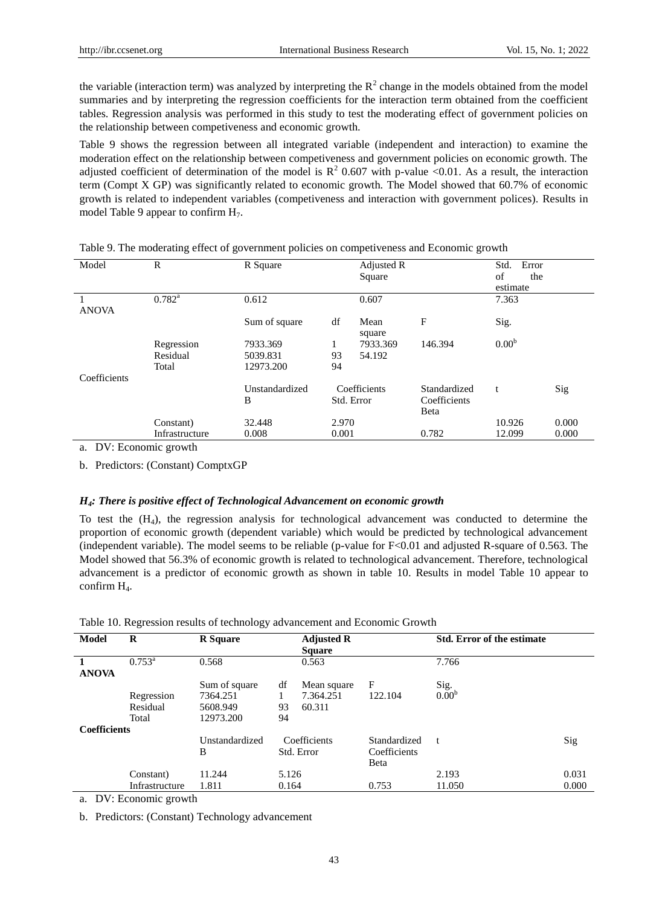the variable (interaction term) was analyzed by interpreting the $R^2$ change in the models obtained from the model summaries and by interpreting the regression coefficients for the interaction term obtained from the coefficient tables. Regression analysis was performed in this study to test the moderating effect of government policies on the relationship between competiveness and economic growth.

Table 9 shows the regression between all integrated variable (independent and interaction) to examine the moderation effect on the relationship between competiveness and government policies on economic growth. The adjusted coefficient of determination of the model is $R^2$ 0.607 with p-value <0.01. As a result, the interaction term (Compt X GP) was significantly related to economic growth. The Model showed that 60.7% of economic growth is related to independent variables (competiveness and interaction with government polices). Results in model Table 9 appear to confirm $H_7$.

Table 9. The moderating effect of government policies on competiveness and Economic growth

| Model | R | R Square | | Adjusted R Square | | Std. Error of the estimate | |
|---|---|---|---|---|---|---|---|
| 1 | 0.782[a] | 0.612 | | 0.607 | | 7.363 | |
| ANOVA | | | | | | | |
| | | Sum of square | df | Mean square | F | Sig. | |
| | Regression | 7933.369 | 1 | 7933.369 | 146.394 | 0.00[b] | |
| | Residual | 5039.831 | 93 | 54.192 | | | |
| | Total | 12973.200 | 94 | | | | |
| Coefficients | | | | | | | |
| | | Unstandardized B | Coefficients Std. Error | | Standardized Coefficients Beta | t | Sig |
| | Constant) | 32.448 | 2.970 | | | 10.926 | 0.000 |
| | Infrastructure | 0.008 | 0.001 | | 0.782 | 12.099 | 0.000 |

a. DV: Economic growth

b. Predictors: (Constant) ComptxGP

### *$H_4$: There is positive effect of Technological Advancement on economic growth*

To test the ($H_4$), the regression analysis for technological advancement was conducted to determine the proportion of economic growth (dependent variable) which would be predicted by technological advancement (independent variable). The model seems to be reliable (p-value for F<0.01 and adjusted R-square of 0.563. The Model showed that 56.3% of economic growth is related to technological advancement. Therefore, technological advancement is a predictor of economic growth as shown in table 10. Results in model Table 10 appear to confirm $H_4$.

Table 10. Regression results of technology advancement and Economic Growth

| **Model** | **R** | **R Square** | | **Adjusted R Square** | | **Std. Error of the estimate** | |
|---|---|---|---|---|---|---|---|
| **1** | 0.753[a] | 0.568 | | 0.563 | | 7.766 | |
| **ANOVA** | | | | | | | |
| | | Sum of square | df | Mean square | F | Sig. | |
| | Regression | 7364.251 | 1 | 7.364.251 | 122.104 | 0.00[b] | |
| | Residual | 5608.949 | 93 | 60.311 | | | |
| | Total | 12973.200 | 94 | | | | |
| **Coefficients** | | | | | | | |
| | | Unstandardized B | Coefficients Std. Error | | Standardized Coefficients Beta | t | Sig |
| | Constant) | 11.244 | 5.126 | | | 2.193 | 0.031 |
| | Infrastructure | 1.811 | 0.164 | | 0.753 | 11.050 | 0.000 |

a. DV: Economic growth

b. Predictors: (Constant) Technology advancement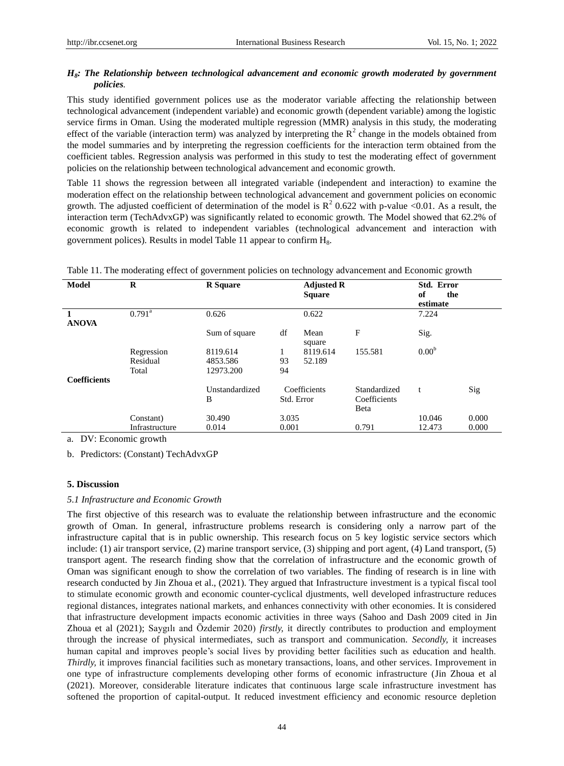***$H_8$: The Relationship between technological advancement and economic growth moderated by government policies.***

This study identified government polices use as the moderator variable affecting the relationship between technological advancement (independent variable) and economic growth (dependent variable) among the logistic service firms in Oman. Using the moderated multiple regression (MMR) analysis in this study, the moderating effect of the variable (interaction term) was analyzed by interpreting the $R^2$ change in the models obtained from the model summaries and by interpreting the regression coefficients for the interaction term obtained from the coefficient tables. Regression analysis was performed in this study to test the moderating effect of government policies on the relationship between technological advancement and economic growth.

Table 11 shows the regression between all integrated variable (independent and interaction) to examine the moderation effect on the relationship between technological advancement and government policies on economic growth. The adjusted coefficient of determination of the model is $R^2$ 0.622 with p-value <0.01. As a result, the interaction term (TechAdvxGP) was significantly related to economic growth. The Model showed that 62.2% of economic growth is related to independent variables (technological advancement and interaction with government polices). Results in model Table 11 appear to confirm $H_8$.

Table 11. The moderating effect of government policies on technology advancement and Economic growth

| Model | R | R Square | | Adjusted R Square | | Std. Error of the estimate | |
|---|---|---|---|---|---|---|---|
| 1 | 0.791[a] | 0.626 | | 0.622 | | 7.224 | |
| **ANOVA** | | | | | | | |
| | | Sum of square | df | Mean square | F | Sig. | |
| | Regression | 8119.614 | 1 | 8119.614 | 155.581 | 0.00[b] | |
| | Residual | 4853.586 | 93 | 52.189 | | | |
| | Total | 12973.200 | 94 | | | | |
| **Coefficients** | | | | | | | |
| | | Unstandardized B | Coefficients Std. Error | | Standardized Coefficients Beta | t | Sig |
| | Constant) | 30.490 | 3.035 | | | 10.046 | 0.000 |
| | Infrastructure | 0.014 | 0.001 | | 0.791 | 12.473 | 0.000 |

a. DV: Economic growth

b. Predictors: (Constant) TechAdvxGP

### 5. Discussion

#### *5.1 Infrastructure and Economic Growth*

The first objective of this research was to evaluate the relationship between infrastructure and the economic growth of Oman. In general, infrastructure problems research is considering only a narrow part of the infrastructure capital that is in public ownership. This research focus on 5 key logistic service sectors which include: (1) air transport service, (2) marine transport service, (3) shipping and port agent, (4) Land transport, (5) transport agent. The research finding show that the correlation of infrastructure and the economic growth of Oman was significant enough to show the correlation of two variables. The finding of research is in line with research conducted by Jin Zhoua et al., (2021). They argued that Infrastructure investment is a typical fiscal tool to stimulate economic growth and economic counter-cyclical djustments, well developed infrastructure reduces regional distances, integrates national markets, and enhances connectivity with other economies. It is considered that infrastructure development impacts economic activities in three ways (Sahoo and Dash 2009 cited in Jin Zhoua et al (2021); Saygılı and Özdemir 2020) *firstly,* it directly contributes to production and employment through the increase of physical intermediates, such as transport and communication. *Secondly,* it increases human capital and improves people's social lives by providing better facilities such as education and health. *Thirdly,* it improves financial facilities such as monetary transactions, loans, and other services. Improvement in one type of infrastructure complements developing other forms of economic infrastructure (Jin Zhoua et al (2021). Moreover, considerable literature indicates that continuous large scale infrastructure investment has softened the proportion of capital-output. It reduced investment efficiency and economic resource depletion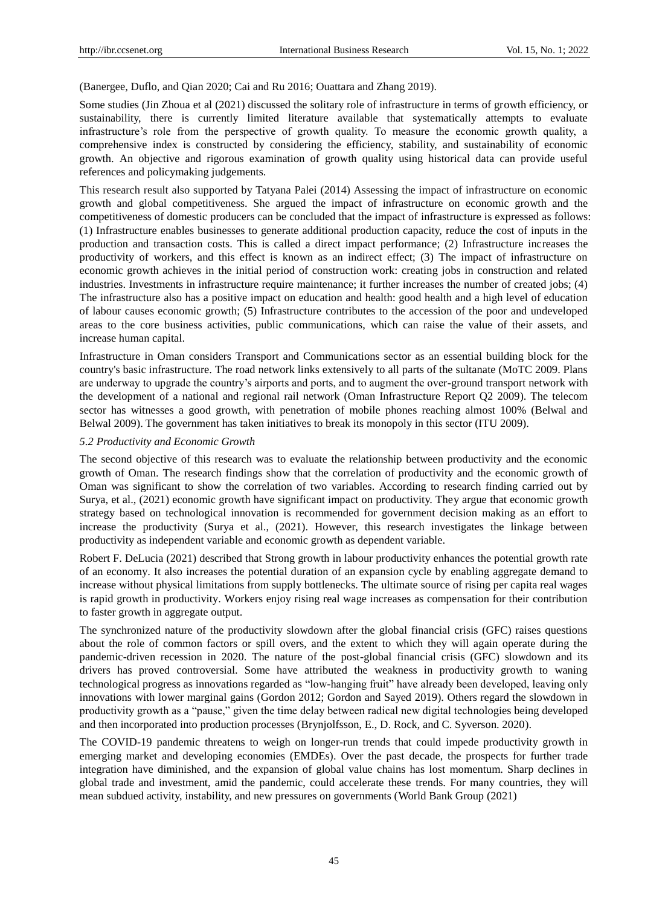(Banergee, Duflo, and Qian 2020; Cai and Ru 2016; Ouattara and Zhang 2019).

Some studies (Jin Zhoua et al (2021) discussed the solitary role of infrastructure in terms of growth efficiency, or sustainability, there is currently limited literature available that systematically attempts to evaluate infrastructure's role from the perspective of growth quality. To measure the economic growth quality, a comprehensive index is constructed by considering the efficiency, stability, and sustainability of economic growth. An objective and rigorous examination of growth quality using historical data can provide useful references and policymaking judgements.

This research result also supported by Tatyana Palei (2014) Assessing the impact of infrastructure on economic growth and global competitiveness. She argued the impact of infrastructure on economic growth and the competitiveness of domestic producers can be concluded that the impact of infrastructure is expressed as follows: (1) Infrastructure enables businesses to generate additional production capacity, reduce the cost of inputs in the production and transaction costs. This is called a direct impact performance; (2) Infrastructure increases the productivity of workers, and this effect is known as an indirect effect; (3) The impact of infrastructure on economic growth achieves in the initial period of construction work: creating jobs in construction and related industries. Investments in infrastructure require maintenance; it further increases the number of created jobs; (4) The infrastructure also has a positive impact on education and health: good health and a high level of education of labour causes economic growth; (5) Infrastructure contributes to the accession of the poor and undeveloped areas to the core business activities, public communications, which can raise the value of their assets, and increase human capital.

Infrastructure in Oman considers Transport and Communications sector as an essential building block for the country's basic infrastructure. The road network links extensively to all parts of the sultanate (MoTC 2009. Plans are underway to upgrade the country's airports and ports, and to augment the over-ground transport network with the development of a national and regional rail network (Oman Infrastructure Report Q2 2009). The telecom sector has witnesses a good growth, with penetration of mobile phones reaching almost 100% (Belwal and Belwal 2009). The government has taken initiatives to break its monopoly in this sector (ITU 2009).

### *5.2 Productivity and Economic Growth*

The second objective of this research was to evaluate the relationship between productivity and the economic growth of Oman. The research findings show that the correlation of productivity and the economic growth of Oman was significant to show the correlation of two variables. According to research finding carried out by Surya, et al., (2021) economic growth have significant impact on productivity. They argue that economic growth strategy based on technological innovation is recommended for government decision making as an effort to increase the productivity (Surya et al., (2021). However, this research investigates the linkage between productivity as independent variable and economic growth as dependent variable.

Robert F. DeLucia (2021) described that Strong growth in labour productivity enhances the potential growth rate of an economy. It also increases the potential duration of an expansion cycle by enabling aggregate demand to increase without physical limitations from supply bottlenecks. The ultimate source of rising per capita real wages is rapid growth in productivity. Workers enjoy rising real wage increases as compensation for their contribution to faster growth in aggregate output.

The synchronized nature of the productivity slowdown after the global financial crisis (GFC) raises questions about the role of common factors or spill overs, and the extent to which they will again operate during the pandemic-driven recession in 2020. The nature of the post-global financial crisis (GFC) slowdown and its drivers has proved controversial. Some have attributed the weakness in productivity growth to waning technological progress as innovations regarded as "low-hanging fruit" have already been developed, leaving only innovations with lower marginal gains (Gordon 2012; Gordon and Sayed 2019). Others regard the slowdown in productivity growth as a "pause," given the time delay between radical new digital technologies being developed and then incorporated into production processes (Brynjolfsson, E., D. Rock, and C. Syverson. 2020).

The COVID-19 pandemic threatens to weigh on longer-run trends that could impede productivity growth in emerging market and developing economies (EMDEs). Over the past decade, the prospects for further trade integration have diminished, and the expansion of global value chains has lost momentum. Sharp declines in global trade and investment, amid the pandemic, could accelerate these trends. For many countries, they will mean subdued activity, instability, and new pressures on governments (World Bank Group (2021)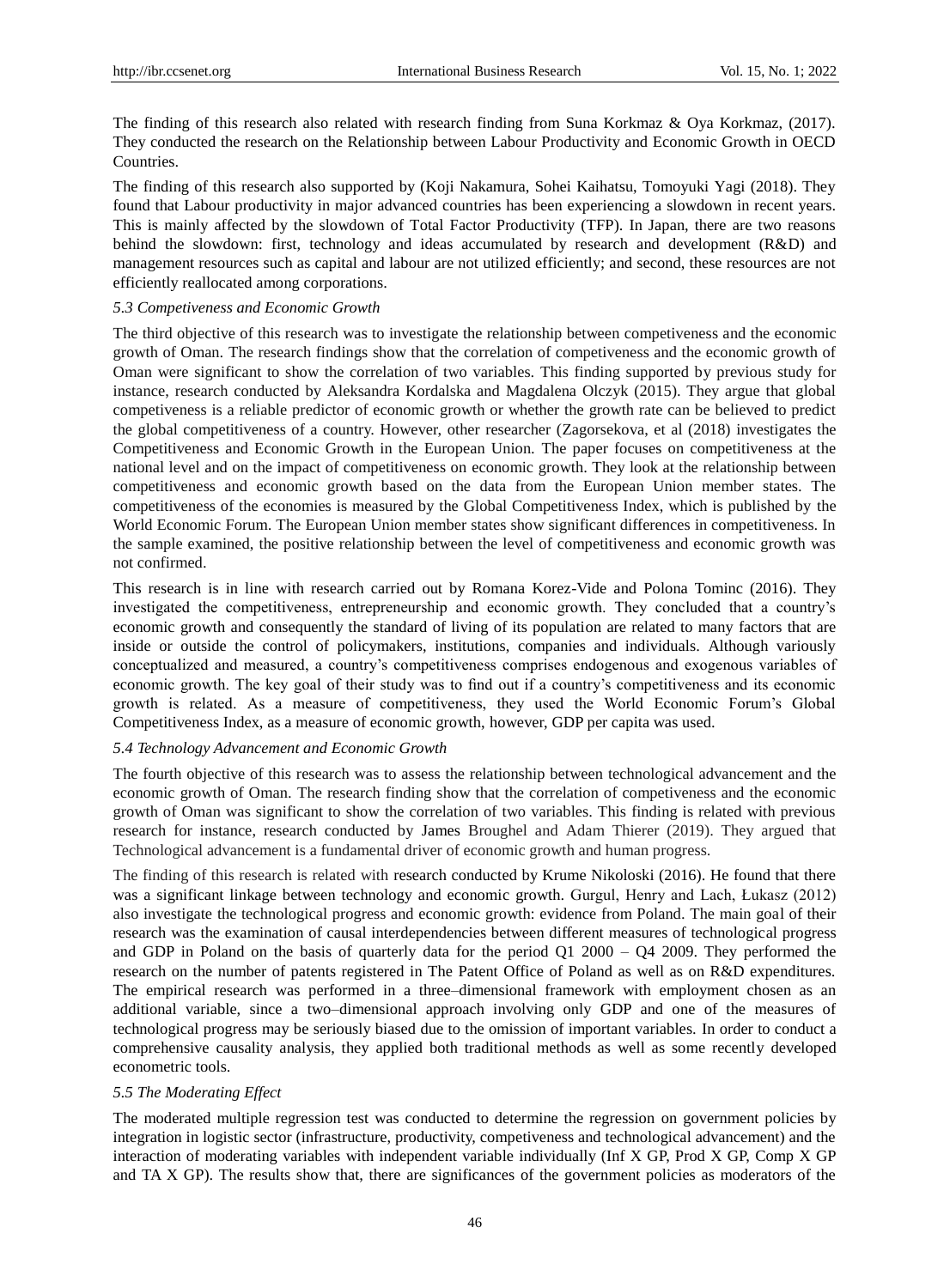The finding of this research also related with research finding from Suna Korkmaz & Oya Korkmaz, (2017). They conducted the research on the Relationship between Labour Productivity and Economic Growth in OECD Countries.

The finding of this research also supported by (Koji Nakamura, Sohei Kaihatsu, Tomoyuki Yagi (2018). They found that Labour productivity in major advanced countries has been experiencing a slowdown in recent years. This is mainly affected by the slowdown of Total Factor Productivity (TFP). In Japan, there are two reasons behind the slowdown: first, technology and ideas accumulated by research and development (R&D) and management resources such as capital and labour are not utilized efficiently; and second, these resources are not efficiently reallocated among corporations.

### *5.3 Competiveness and Economic Growth*

The third objective of this research was to investigate the relationship between competiveness and the economic growth of Oman. The research findings show that the correlation of competiveness and the economic growth of Oman were significant to show the correlation of two variables. This finding supported by previous study for instance, research conducted by Aleksandra Kordalska and Magdalena Olczyk (2015). They argue that global competiveness is a reliable predictor of economic growth or whether the growth rate can be believed to predict the global competitiveness of a country. However, other researcher (Zagorsekova, et al (2018) investigates the Competitiveness and Economic Growth in the European Union. The paper focuses on competitiveness at the national level and on the impact of competitiveness on economic growth. They look at the relationship between competitiveness and economic growth based on the data from the European Union member states. The competitiveness of the economies is measured by the Global Competitiveness Index, which is published by the World Economic Forum. The European Union member states show significant differences in competitiveness. In the sample examined, the positive relationship between the level of competitiveness and economic growth was not confirmed.

This research is in line with research carried out by Romana Korez-Vide and Polona Tominc (2016). They investigated the competitiveness, entrepreneurship and economic growth. They concluded that a country's economic growth and consequently the standard of living of its population are related to many factors that are inside or outside the control of policymakers, institutions, companies and individuals. Although variously conceptualized and measured, a country's competitiveness comprises endogenous and exogenous variables of economic growth. The key goal of their study was to find out if a country's competitiveness and its economic growth is related. As a measure of competitiveness, they used the World Economic Forum's Global Competitiveness Index, as a measure of economic growth, however, GDP per capita was used.

### *5.4 Technology Advancement and Economic Growth*

The fourth objective of this research was to assess the relationship between technological advancement and the economic growth of Oman. The research finding show that the correlation of competiveness and the economic growth of Oman was significant to show the correlation of two variables. This finding is related with previous research for instance, research conducted by James Broughel and Adam Thierer (2019). They argued that Technological advancement is a fundamental driver of economic growth and human progress.

The finding of this research is related with research conducted by Krume Nikoloski (2016). He found that there was a significant linkage between technology and economic growth. Gurgul, Henry and Lach, Łukasz (2012) also investigate the technological progress and economic growth: evidence from Poland. The main goal of their research was the examination of causal interdependencies between different measures of technological progress and GDP in Poland on the basis of quarterly data for the period Q1 2000 – Q4 2009. They performed the research on the number of patents registered in The Patent Office of Poland as well as on R&D expenditures. The empirical research was performed in a three–dimensional framework with employment chosen as an additional variable, since a two–dimensional approach involving only GDP and one of the measures of technological progress may be seriously biased due to the omission of important variables. In order to conduct a comprehensive causality analysis, they applied both traditional methods as well as some recently developed econometric tools.

### *5.5 The Moderating Effect*

The moderated multiple regression test was conducted to determine the regression on government policies by integration in logistic sector (infrastructure, productivity, competiveness and technological advancement) and the interaction of moderating variables with independent variable individually (Inf X GP, Prod X GP, Comp X GP and TA X GP). The results show that, there are significances of the government policies as moderators of the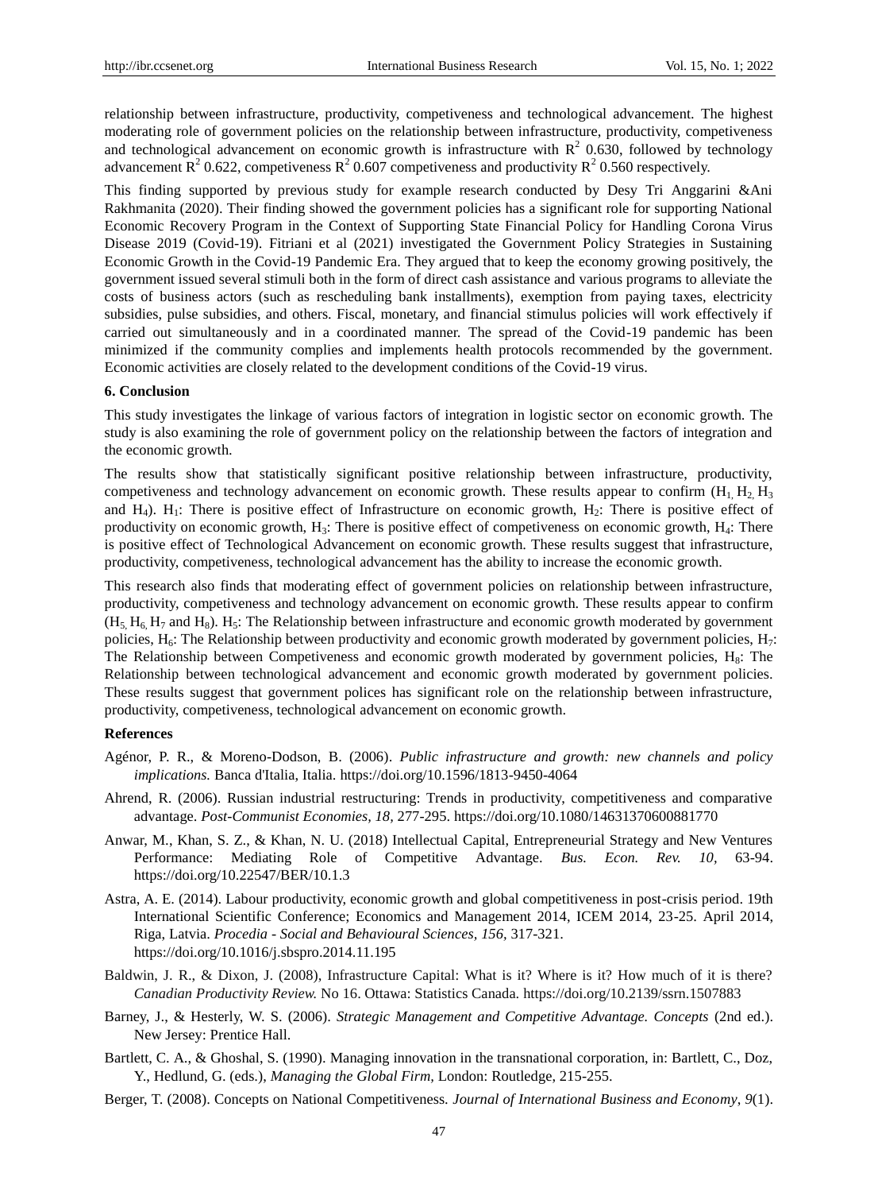relationship between infrastructure, productivity, competiveness and technological advancement. The highest moderating role of government policies on the relationship between infrastructure, productivity, competiveness and technological advancement on economic growth is infrastructure with $R^2$ 0.630, followed by technology advancement $R^2$ 0.622, competiveness $R^2$ 0.607 competiveness and productivity $R^2$ 0.560 respectively.

This finding supported by previous study for example research conducted by Desy Tri Anggarini &Ani Rakhmanita (2020). Their finding showed the government policies has a significant role for supporting National Economic Recovery Program in the Context of Supporting State Financial Policy for Handling Corona Virus Disease 2019 (Covid-19). Fitriani et al (2021) investigated the Government Policy Strategies in Sustaining Economic Growth in the Covid-19 Pandemic Era. They argued that to keep the economy growing positively, the government issued several stimuli both in the form of direct cash assistance and various programs to alleviate the costs of business actors (such as rescheduling bank installments), exemption from paying taxes, electricity subsidies, pulse subsidies, and others. Fiscal, monetary, and financial stimulus policies will work effectively if carried out simultaneously and in a coordinated manner. The spread of the Covid-19 pandemic has been minimized if the community complies and implements health protocols recommended by the government. Economic activities are closely related to the development conditions of the Covid-19 virus.

## 6. Conclusion

This study investigates the linkage of various factors of integration in logistic sector on economic growth. The study is also examining the role of government policy on the relationship between the factors of integration and the economic growth.

The results show that statistically significant positive relationship between infrastructure, productivity, competiveness and technology advancement on economic growth. These results appear to confirm ($H_1$, $H_2$, $H_3$ and $H_4$). $H_1$: There is positive effect of Infrastructure on economic growth, $H_2$: There is positive effect of productivity on economic growth, $H_3$: There is positive effect of competiveness on economic growth, $H_4$: There is positive effect of Technological Advancement on economic growth. These results suggest that infrastructure, productivity, competiveness, technological advancement has the ability to increase the economic growth.

This research also finds that moderating effect of government policies on relationship between infrastructure, productivity, competiveness and technology advancement on economic growth. These results appear to confirm ($H_5$, $H_6$, $H_7$ and $H_8$). $H_5$: The Relationship between infrastructure and economic growth moderated by government policies, $H_6$: The Relationship between productivity and economic growth moderated by government policies, $H_7$: The Relationship between Competiveness and economic growth moderated by government policies, $H_8$: The Relationship between technological advancement and economic growth moderated by government policies. These results suggest that government polices has significant role on the relationship between infrastructure, productivity, competiveness, technological advancement on economic growth.

## References

Agénor, P. R., & Moreno-Dodson, B. (2006). *Public infrastructure and growth: new channels and policy implications.* Banca d'Italia, Italia. https://doi.org/10.1596/1813-9450-4064

Ahrend, R. (2006). Russian industrial restructuring: Trends in productivity, competitiveness and comparative advantage. *Post-Communist Economies, 18,* 277-295. https://doi.org/10.1080/14631370600881770

Anwar, M., Khan, S. Z., & Khan, N. U. (2018) Intellectual Capital, Entrepreneurial Strategy and New Ventures Performance: Mediating Role of Competitive Advantage. *Bus. Econ. Rev. 10*, 63-94. https://doi.org/10.22547/BER/10.1.3

Astra, A. E. (2014). Labour productivity, economic growth and global competitiveness in post-crisis period. 19th International Scientific Conference; Economics and Management 2014, ICEM 2014, 23-25. April 2014, Riga, Latvia. *Procedia - Social and Behavioural Sciences, 156,* 317-321. https://doi.org/10.1016/j.sbspro.2014.11.195

Baldwin, J. R., & Dixon, J. (2008), Infrastructure Capital: What is it? Where is it? How much of it is there? *Canadian Productivity Review.* No 16. Ottawa: Statistics Canada. https://doi.org/10.2139/ssrn.1507883

Barney, J., & Hesterly, W. S. (2006). *Strategic Management and Competitive Advantage. Concepts* (2nd ed.). New Jersey: Prentice Hall.

Bartlett, C. A., & Ghoshal, S. (1990). Managing innovation in the transnational corporation, in: Bartlett, C., Doz, Y., Hedlund, G. (eds.), *Managing the Global Firm,* London: Routledge, 215-255.

Berger, T. (2008). Concepts on National Competitiveness. *Journal of International Business and Economy, 9*(1).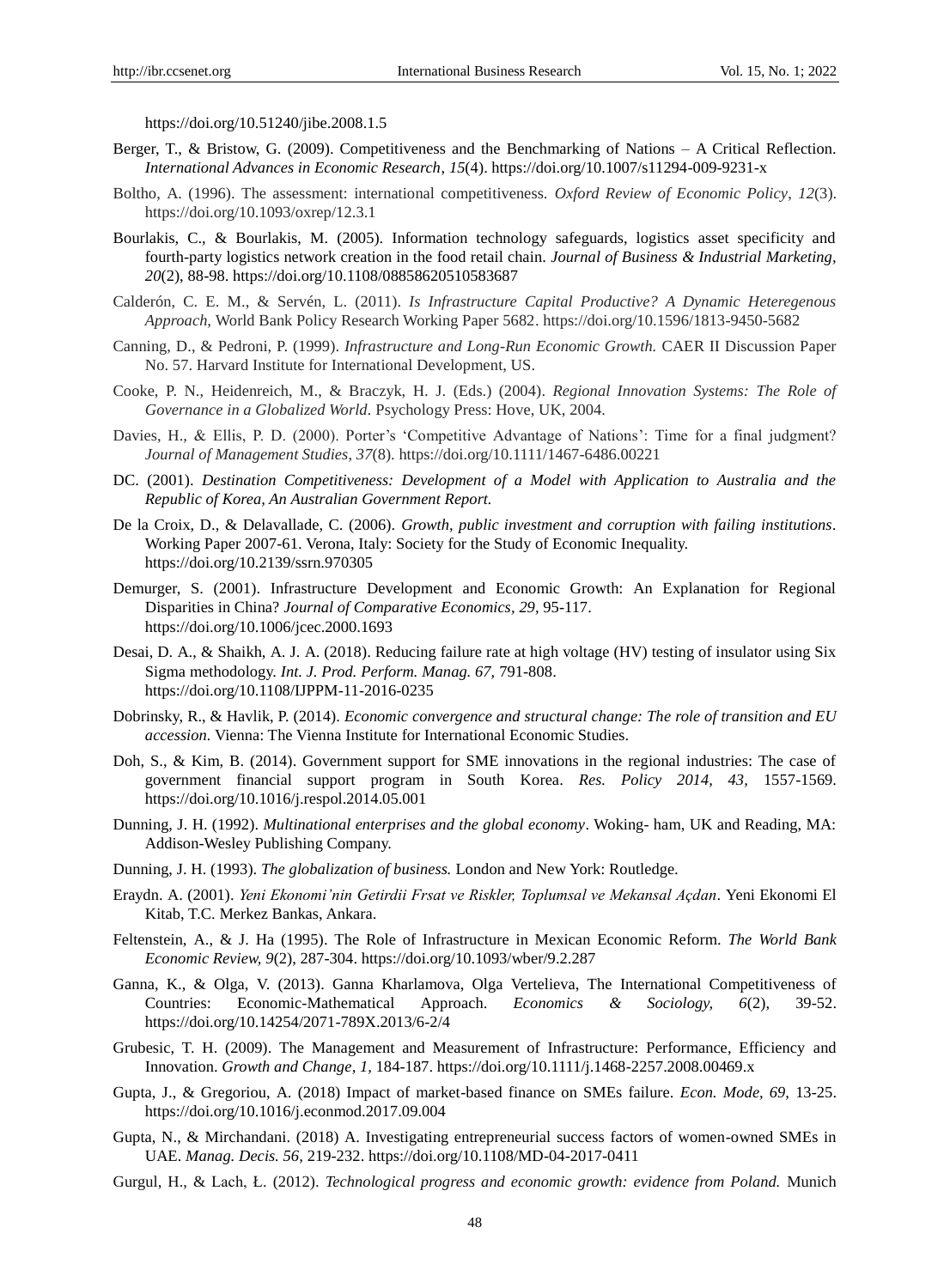https://doi.org/10.51240/jibe.2008.1.5

Berger, T., & Bristow, G. (2009). Competitiveness and the Benchmarking of Nations – A Critical Reflection. *International Advances in Economic Research*, *15*(4). https://doi.org/10.1007/s11294-009-9231-x

Boltho, A. (1996). The assessment: international competitiveness. *Oxford Review of Economic Policy*, *12*(3). https://doi.org/10.1093/oxrep/12.3.1

Bourlakis, C., & Bourlakis, M. (2005). Information technology safeguards, logistics asset specificity and fourth-party logistics network creation in the food retail chain. *Journal of Business & Industrial Marketing, 20*(2), 88-98. https://doi.org/10.1108/08858620510583687

Calderón, C. E. M., & Servén, L. (2011). *Is Infrastructure Capital Productive? A Dynamic Heteregenous Approach*, World Bank Policy Research Working Paper 5682. https://doi.org/10.1596/1813-9450-5682

Canning, D., & Pedroni, P. (1999). *Infrastructure and Long-Run Economic Growth.* CAER II Discussion Paper No. 57. Harvard Institute for International Development, US.

Cooke, P. N., Heidenreich, M., & Braczyk, H. J. (Eds.) (2004). *Regional Innovation Systems: The Role of Governance in a Globalized World*. Psychology Press: Hove, UK, 2004.

Davies, H., & Ellis, P. D. (2000). Porter's 'Competitive Advantage of Nations': Time for a final judgment? *Journal of Management Studies*, *37*(8). https://doi.org/10.1111/1467-6486.00221

DC. (2001). *Destination Competitiveness: Development of a Model with Application to Australia and the Republic of Korea, An Australian Government Report.*

De la Croix, D., & Delavallade, C. (2006). *Growth, public investment and corruption with failing institutions*. Working Paper 2007-61. Verona, Italy: Society for the Study of Economic Inequality. https://doi.org/10.2139/ssrn.970305

Demurger, S. (2001). Infrastructure Development and Economic Growth: An Explanation for Regional Disparities in China? *Journal of Comparative Economics, 29,* 95-117. https://doi.org/10.1006/jcec.2000.1693

Desai, D. A., & Shaikh, A. J. A. (2018). Reducing failure rate at high voltage (HV) testing of insulator using Six Sigma methodology. *Int. J. Prod. Perform. Manag. 67,* 791-808. https://doi.org/10.1108/IJPPM-11-2016-0235

Dobrinsky, R., & Havlik, P. (2014). *Economic convergence and structural change: The role of transition and EU accession.* Vienna: The Vienna Institute for International Economic Studies.

Doh, S., & Kim, B. (2014). Government support for SME innovations in the regional industries: The case of government financial support program in South Korea. *Res. Policy 2014, 43,* 1557-1569. https://doi.org/10.1016/j.respol.2014.05.001

Dunning, J. H. (1992). *Multinational enterprises and the global economy*. Woking- ham, UK and Reading, MA: Addison-Wesley Publishing Company.

Dunning, J. H. (1993). *The globalization of business.* London and New York: Routledge.

Eraydn. A. (2001). *Yeni Ekonomi'nin Getirdii Frsat ve Riskler, Toplumsal ve Mekansal Açdan*. Yeni Ekonomi El Kitab, T.C. Merkez Bankas, Ankara.

Feltenstein, A., & J. Ha (1995). The Role of Infrastructure in Mexican Economic Reform. *The World Bank Economic Review, 9*(2), 287-304. https://doi.org/10.1093/wber/9.2.287

Ganna, K., & Olga, V. (2013). Ganna Kharlamova, Olga Vertelieva, The International Competitiveness of Countries: Economic-Mathematical Approach. *Economics & Sociology, 6*(2), 39-52. https://doi.org/10.14254/2071-789X.2013/6-2/4

Grubesic, T. H. (2009). The Management and Measurement of Infrastructure: Performance, Efficiency and Innovation. *Growth and Change, 1,* 184-187. https://doi.org/10.1111/j.1468-2257.2008.00469.x

Gupta, J., & Gregoriou, A. (2018) Impact of market-based finance on SMEs failure. *Econ. Mode, 69,* 13-25. https://doi.org/10.1016/j.econmod.2017.09.004

Gupta, N., & Mirchandani. (2018) A. Investigating entrepreneurial success factors of women-owned SMEs in UAE. *Manag. Decis. 56,* 219-232. https://doi.org/10.1108/MD-04-2017-0411

Gurgul, H., & Lach, Ł. (2012). *Technological progress and economic growth: evidence from Poland.* Munich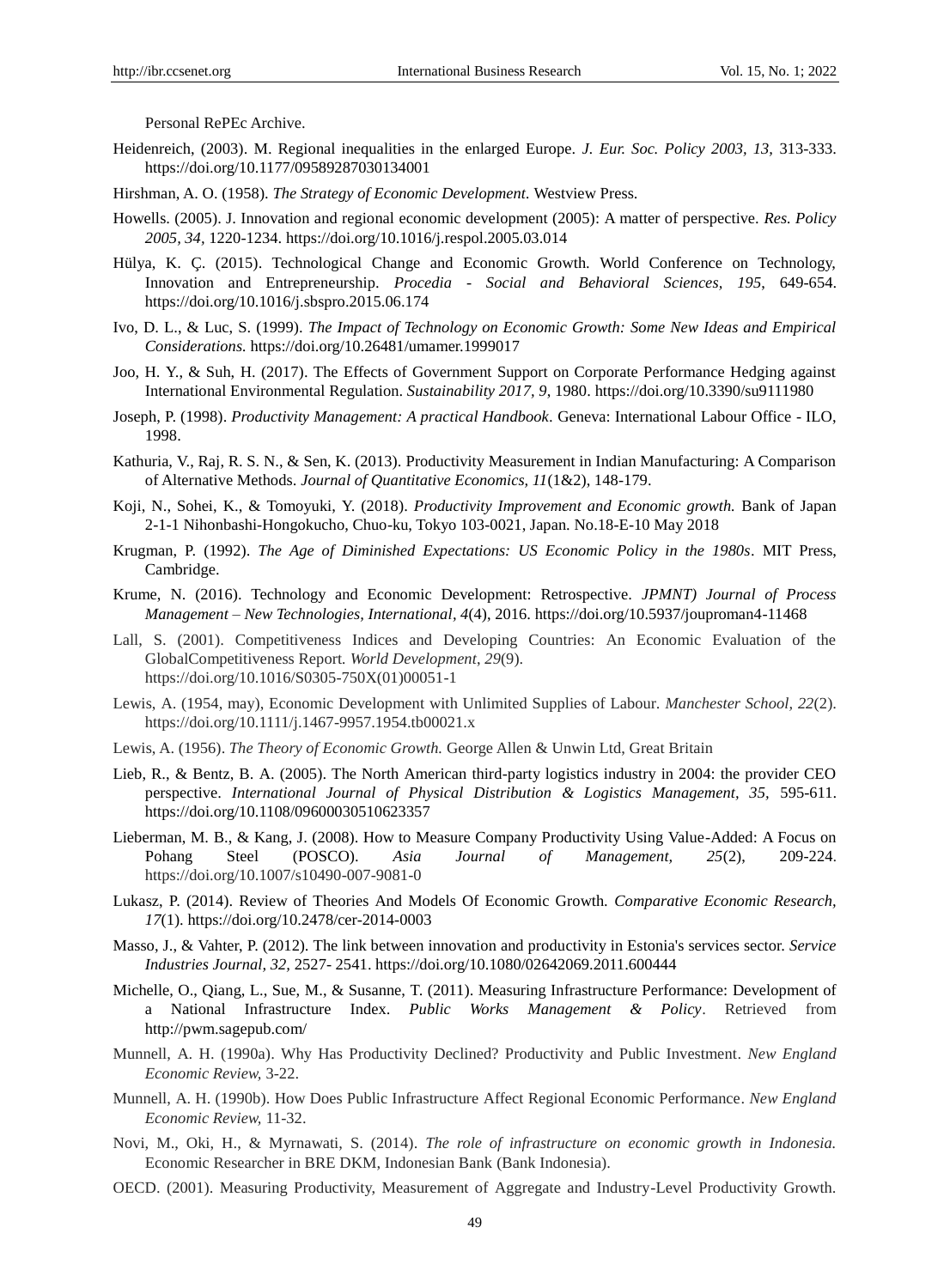Personal RePEc Archive.

Heidenreich, (2003). M. Regional inequalities in the enlarged Europe. *J. Eur. Soc. Policy 2003, 13,* 313-333. https://doi.org/10.1177/09589287030134001

Hirshman, A. O. (1958). *The Strategy of Economic Development*. Westview Press.

Howells. (2005). J. Innovation and regional economic development (2005): A matter of perspective. *Res. Policy 2005, 34,* 1220-1234. https://doi.org/10.1016/j.respol.2005.03.014

Hülya, K. Ç. (2015). Technological Change and Economic Growth. World Conference on Technology, Innovation and Entrepreneurship. *Procedia - Social and Behavioral Sciences, 195,* 649-654. https://doi.org/10.1016/j.sbspro.2015.06.174

Ivo, D. L., & Luc, S. (1999). *The Impact of Technology on Economic Growth: Some New Ideas and Empirical Considerations.* https://doi.org/10.26481/umamer.1999017

Joo, H. Y., & Suh, H. (2017). The Effects of Government Support on Corporate Performance Hedging against International Environmental Regulation. *Sustainability 2017, 9,* 1980. https://doi.org/10.3390/su9111980

Joseph, P. (1998). *Productivity Management: A practical Handbook*. Geneva: International Labour Office - ILO, 1998.

Kathuria, V., Raj, R. S. N., & Sen, K. (2013). Productivity Measurement in Indian Manufacturing: A Comparison of Alternative Methods. *Journal of Quantitative Economics, 11*(1&2), 148-179.

Koji, N., Sohei, K., & Tomoyuki, Y. (2018). *Productivity Improvement and Economic growth.* Bank of Japan 2-1-1 Nihonbashi-Hongokucho, Chuo-ku, Tokyo 103-0021, Japan. No.18-E-10 May 2018

Krugman, P. (1992). *The Age of Diminished Expectations: US Economic Policy in the 1980s*. MIT Press, Cambridge.

Krume, N. (2016). Technology and Economic Development: Retrospective. *JPMNT) Journal of Process Management – New Technologies, International, 4*(4), 2016. https://doi.org/10.5937/jouproman4-11468

Lall, S. (2001). Competitiveness Indices and Developing Countries: An Economic Evaluation of the GlobalCompetitiveness Report. *World Development, 29*(9). https://doi.org/10.1016/S0305-750X(01)00051-1

Lewis, A. (1954, may), Economic Development with Unlimited Supplies of Labour. *Manchester School, 22*(2). https://doi.org/10.1111/j.1467-9957.1954.tb00021.x

Lewis, A. (1956). *The Theory of Economic Growth.* George Allen & Unwin Ltd, Great Britain

Lieb, R., & Bentz, B. A. (2005). The North American third-party logistics industry in 2004: the provider CEO perspective. *International Journal of Physical Distribution & Logistics Management, 35,* 595-611. https://doi.org/10.1108/09600030510623357

Lieberman, M. B., & Kang, J. (2008). How to Measure Company Productivity Using Value-Added: A Focus on Pohang Steel (POSCO). *Asia Journal of Management, 25*(2), 209-224. https://doi.org/10.1007/s10490-007-9081-0

Lukasz, P. (2014). Review of Theories And Models Of Economic Growth. *Comparative Economic Research, 17*(1). https://doi.org/10.2478/cer-2014-0003

Masso, J., & Vahter, P. (2012). The link between innovation and productivity in Estonia's services sector. *Service Industries Journal, 32,* 2527- 2541. https://doi.org/10.1080/02642069.2011.600444

Michelle, O., Qiang, L., Sue, M., & Susanne, T. (2011). Measuring Infrastructure Performance: Development of a National Infrastructure Index. *Public Works Management & Policy*. Retrieved from http://pwm.sagepub.com/

Munnell, A. H. (1990a). Why Has Productivity Declined? Productivity and Public Investment. *New England Economic Review,* 3-22.

Munnell, A. H. (1990b). How Does Public Infrastructure Affect Regional Economic Performance. *New England Economic Review,* 11-32.

Novi, M., Oki, H., & Myrnawati, S. (2014). *The role of infrastructure on economic growth in Indonesia.* Economic Researcher in BRE DKM, Indonesian Bank (Bank Indonesia).

OECD. (2001). Measuring Productivity, Measurement of Aggregate and Industry-Level Productivity Growth.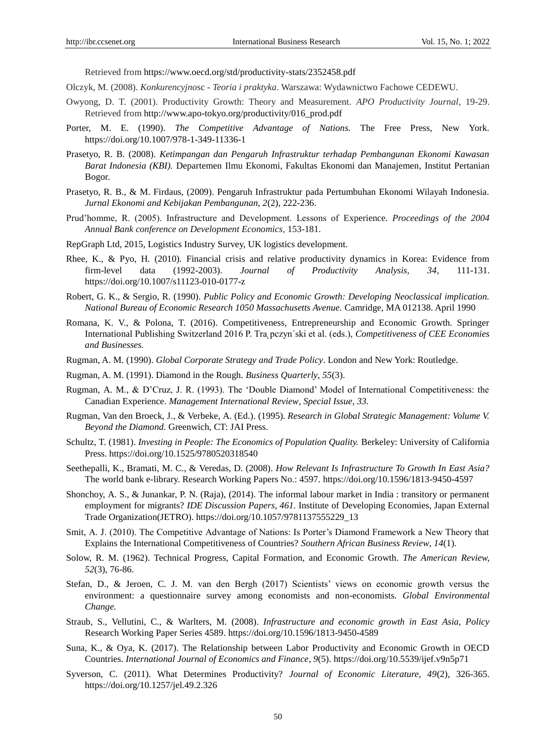Retrieved from https://www.oecd.org/std/productivity-stats/2352458.pdf

Olczyk, M. (2008). *Konkurencyjnosc - Teoria i praktyka*. Warszawa: Wydawnictwo Fachowe CEDEWU.

Owyong, D. T. (2001). Productivity Growth: Theory and Measurement. *APO Productivity Journal*, 19-29. Retrieved from http://www.apo-tokyo.org/productivity/016_prod.pdf

Porter, M. E. (1990). *The Competitive Advantage of Nations.* The Free Press, New York. https://doi.org/10.1007/978-1-349-11336-1

Prasetyo, R. B. (2008). *Ketimpangan dan Pengaruh Infrastruktur terhadap Pembangunan Ekonomi Kawasan Barat Indonesia (KBI).* Departemen Ilmu Ekonomi, Fakultas Ekonomi dan Manajemen, Institut Pertanian Bogor.

Prasetyo, R. B., & M. Firdaus, (2009). Pengaruh Infrastruktur pada Pertumbuhan Ekonomi Wilayah Indonesia. *Jurnal Ekonomi and Kebijakan Pembangunan, 2*(2), 222-236.

Prud'homme, R. (2005). Infrastructure and Development. Lessons of Experience. *Proceedings of the 2004 Annual Bank conference on Development Economics*, 153-181.

RepGraph Ltd, 2015, Logistics Industry Survey, UK logistics development.

Rhee, K., & Pyo, H. (2010). Financial crisis and relative productivity dynamics in Korea: Evidence from firm-level data (1992-2003). *Journal of Productivity Analysis, 34*, 111-131. https://doi.org/10.1007/s11123-010-0177-z

Robert, G. K., & Sergio, R. (1990). *Public Policy and Economic Growth: Developing Neoclassical implication. National Bureau of Economic Research 1050 Massachusetts Avenue.* Camridge, MA 012138. April 1990

Romana, K. V., & Polona, T. (2016). Competitiveness, Entrepreneurship and Economic Growth. Springer International Publishing Switzerland 2016 P. Tra̧pczyn´ski et al. (eds.), *Competitiveness of CEE Economies and Businesses.*

Rugman, A. M. (1990). *Global Corporate Strategy and Trade Policy*. London and New York: Routledge.

Rugman, A. M. (1991). Diamond in the Rough. *Business Quarterly*, *55*(3).

Rugman, A. M., & D'Cruz, J. R. (1993). The 'Double Diamond' Model of International Competitiveness: the Canadian Experience. *Management International Review*, *Special Issue, 33.*

Rugman, Van den Broeck, J., & Verbeke, A. (Ed.). (1995). *Research in Global Strategic Management: Volume V. Beyond the Diamond.* Greenwich, CT: JAI Press.

Schultz, T. (1981). *Investing in People: The Economics of Population Quality.* Berkeley: University of California Press. https://doi.org/10.1525/9780520318540

Seethepalli, K., Bramati, M. C., & Veredas, D. (2008). *How Relevant Is Infrastructure To Growth In East Asia?* The world bank e-library. Research Working Papers No.: 4597. https://doi.org/10.1596/1813-9450-4597

Shonchoy, A. S., & Junankar, P. N. (Raja), (2014). The informal labour market in India : transitory or permanent employment for migrants? *IDE Discussion Papers, 461.* Institute of Developing Economies, Japan External Trade Organization(JETRO). https://doi.org/10.1057/9781137555229_13

Smit, A. J. (2010). The Competitive Advantage of Nations: Is Porter's Diamond Framework a New Theory that Explains the International Competitiveness of Countries? *Southern African Business Review*, *14*(1).

Solow, R. M. (1962). Technical Progress, Capital Formation, and Economic Growth. *The American Review, 52*(3), 76-86.

Stefan, D., & Jeroen, C. J. M. van den Bergh (2017) Scientists' views on economic growth versus the environment: a questionnaire survey among economists and non-economists. *Global Environmental Change.*

Straub, S., Vellutini, C., & Warlters, M. (2008). *Infrastructure and economic growth in East Asia, Policy* Research Working Paper Series 4589. https://doi.org/10.1596/1813-9450-4589

Suna, K., & Oya, K. (2017). The Relationship between Labor Productivity and Economic Growth in OECD Countries. *International Journal of Economics and Finance*, *9*(5). https://doi.org/10.5539/ijef.v9n5p71

Syverson, C. (2011). What Determines Productivity? *Journal of Economic Literature, 49*(2), 326-365. https://doi.org/10.1257/jel.49.2.326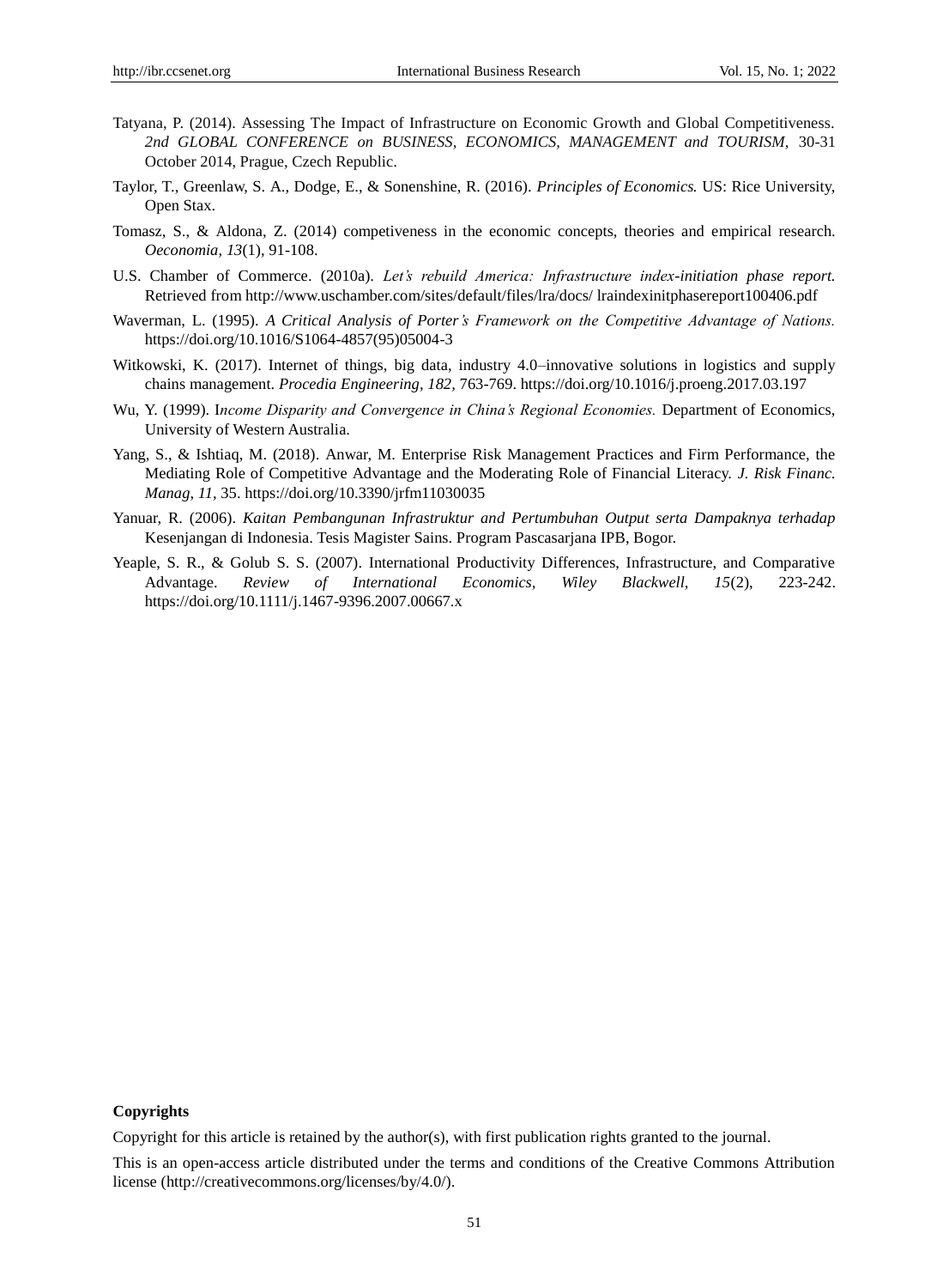Tatyana, P. (2014). Assessing The Impact of Infrastructure on Economic Growth and Global Competitiveness. *2nd GLOBAL CONFERENCE on BUSINESS, ECONOMICS, MANAGEMENT and TOURISM,* 30-31 October 2014, Prague, Czech Republic.

Taylor, T., Greenlaw, S. A., Dodge, E., & Sonenshine, R. (2016). *Principles of Economics.* US: Rice University, Open Stax.

Tomasz, S., & Aldona, Z. (2014) competiveness in the economic concepts, theories and empirical research. *Oeconomia, 13*(1), 91-108.

U.S. Chamber of Commerce. (2010a). *Let's rebuild America: Infrastructure index-initiation phase report.* Retrieved from http://www.uschamber.com/sites/default/files/lra/docs/ lraindexinitphasereport100406.pdf

Waverman, L. (1995). *A Critical Analysis of Porter's Framework on the Competitive Advantage of Nations.* https://doi.org/10.1016/S1064-4857(95)05004-3

Witkowski, K. (2017). Internet of things, big data, industry 4.0–innovative solutions in logistics and supply chains management. *Procedia Engineering, 182,* 763-769. https://doi.org/10.1016/j.proeng.2017.03.197

Wu, Y. (1999). I*ncome Disparity and Convergence in China's Regional Economies.* Department of Economics, University of Western Australia.

Yang, S., & Ishtiaq, M. (2018). Anwar, M. Enterprise Risk Management Practices and Firm Performance, the Mediating Role of Competitive Advantage and the Moderating Role of Financial Literacy. *J. Risk Financ. Manag, 11,* 35. https://doi.org/10.3390/jrfm11030035

Yanuar, R. (2006). *Kaitan Pembangunan Infrastruktur and Pertumbuhan Output serta Dampaknya terhadap* Kesenjangan di Indonesia. Tesis Magister Sains. Program Pascasarjana IPB, Bogor.

Yeaple, S. R., & Golub S. S. (2007). International Productivity Differences, Infrastructure, and Comparative Advantage. *Review of International Economics, Wiley Blackwell, 15*(2), 223-242. https://doi.org/10.1111/j.1467-9396.2007.00667.x

**Copyrights**

Copyright for this article is retained by the author(s), with first publication rights granted to the journal.

This is an open-access article distributed under the terms and conditions of the Creative Commons Attribution license (http://creativecommons.org/licenses/by/4.0/).